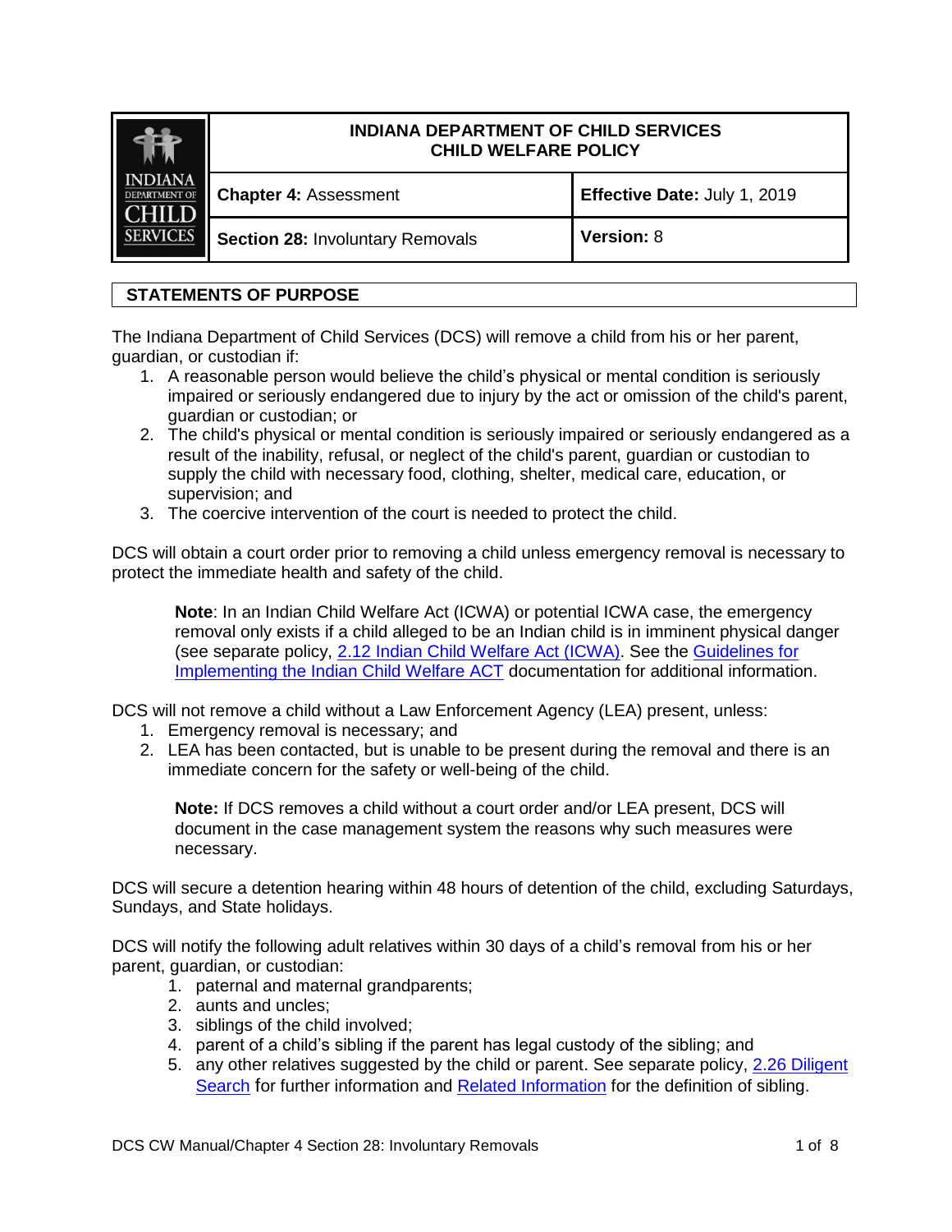| INDIANA DEPARTMENT OF CHILD SERVICES CHILD WELFARE POLICY | |
|---|---|
| **Chapter 4:** Assessment | **Effective Date:** July 1, 2019 |
| **Section 28:** Involuntary Removals | **Version:** 8 |

## STATEMENTS OF PURPOSE

The Indiana Department of Child Services (DCS) will remove a child from his or her parent, guardian, or custodian if:

1. A reasonable person would believe the child's physical or mental condition is seriously impaired or seriously endangered due to injury by the act or omission of the child's parent, guardian or custodian; or
2. The child's physical or mental condition is seriously impaired or seriously endangered as a result of the inability, refusal, or neglect of the child's parent, guardian or custodian to supply the child with necessary food, clothing, shelter, medical care, education, or supervision; and
3. The coercive intervention of the court is needed to protect the child.

DCS will obtain a court order prior to removing a child unless emergency removal is necessary to protect the immediate health and safety of the child.

> **Note**: In an Indian Child Welfare Act (ICWA) or potential ICWA case, the emergency removal only exists if a child alleged to be an Indian child is in imminent physical danger (see separate policy, 2.12 Indian Child Welfare Act (ICWA). See the Guidelines for Implementing the Indian Child Welfare ACT documentation for additional information.

DCS will not remove a child without a Law Enforcement Agency (LEA) present, unless:

1. Emergency removal is necessary; and
2. LEA has been contacted, but is unable to be present during the removal and there is an immediate concern for the safety or well-being of the child.

> **Note:** If DCS removes a child without a court order and/or LEA present, DCS will document in the case management system the reasons why such measures were necessary.

DCS will secure a detention hearing within 48 hours of detention of the child, excluding Saturdays, Sundays, and State holidays.

DCS will notify the following adult relatives within 30 days of a child's removal from his or her parent, guardian, or custodian:

1. paternal and maternal grandparents;
2. aunts and uncles;
3. siblings of the child involved;
4. parent of a child's sibling if the parent has legal custody of the sibling; and
5. any other relatives suggested by the child or parent. See separate policy, 2.26 Diligent Search for further information and Related Information for the definition of sibling.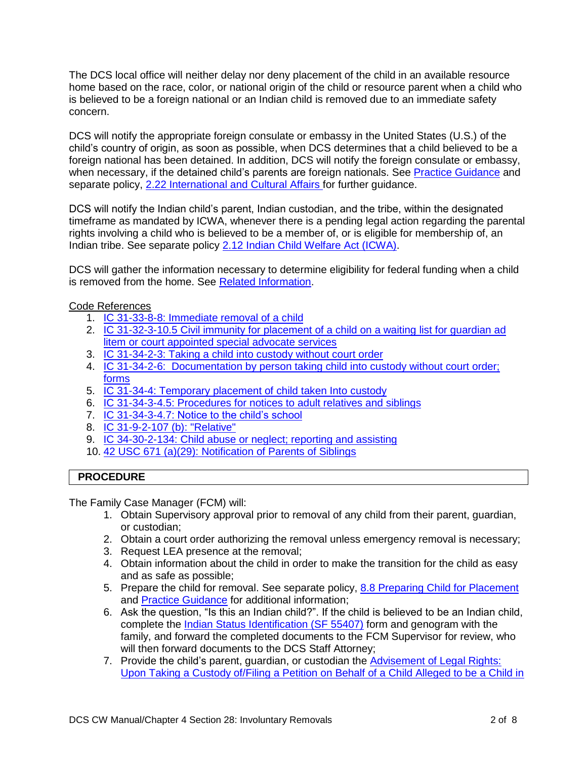The DCS local office will neither delay nor deny placement of the child in an available resource home based on the race, color, or national origin of the child or resource parent when a child who is believed to be a foreign national or an Indian child is removed due to an immediate safety concern.

DCS will notify the appropriate foreign consulate or embassy in the United States (U.S.) of the child's country of origin, as soon as possible, when DCS determines that a child believed to be a foreign national has been detained. In addition, DCS will notify the foreign consulate or embassy, when necessary, if the detained child's parents are foreign nationals. See Practice Guidance and separate policy, 2.22 International and Cultural Affairs for further guidance.

DCS will notify the Indian child's parent, Indian custodian, and the tribe, within the designated timeframe as mandated by ICWA, whenever there is a pending legal action regarding the parental rights involving a child who is believed to be a member of, or is eligible for membership of, an Indian tribe. See separate policy 2.12 Indian Child Welfare Act (ICWA).

DCS will gather the information necessary to determine eligibility for federal funding when a child is removed from the home. See Related Information.

Code References

1. IC 31-33-8-8: Immediate removal of a child
2. IC 31-32-3-10.5 Civil immunity for placement of a child on a waiting list for guardian ad litem or court appointed special advocate services
3. IC 31-34-2-3: Taking a child into custody without court order
4. IC 31-34-2-6: Documentation by person taking child into custody without court order; forms
5. IC 31-34-4: Temporary placement of child taken Into custody
6. IC 31-34-3-4.5: Procedures for notices to adult relatives and siblings
7. IC 31-34-3-4.7: Notice to the child's school
8. IC 31-9-2-107 (b): "Relative"
9. IC 34-30-2-134: Child abuse or neglect; reporting and assisting
10. 42 USC 671 (a)(29): Notification of Parents of Siblings

## PROCEDURE

The Family Case Manager (FCM) will:

1. Obtain Supervisory approval prior to removal of any child from their parent, guardian, or custodian;
2. Obtain a court order authorizing the removal unless emergency removal is necessary;
3. Request LEA presence at the removal;
4. Obtain information about the child in order to make the transition for the child as easy and as safe as possible;
5. Prepare the child for removal. See separate policy, 8.8 Preparing Child for Placement and Practice Guidance for additional information;
6. Ask the question, "Is this an Indian child?". If the child is believed to be an Indian child, complete the Indian Status Identification (SF 55407) form and genogram with the family, and forward the completed documents to the FCM Supervisor for review, who will then forward documents to the DCS Staff Attorney;
7. Provide the child's parent, guardian, or custodian the Advisement of Legal Rights: Upon Taking a Custody of/Filing a Petition on Behalf of a Child Alleged to be a Child in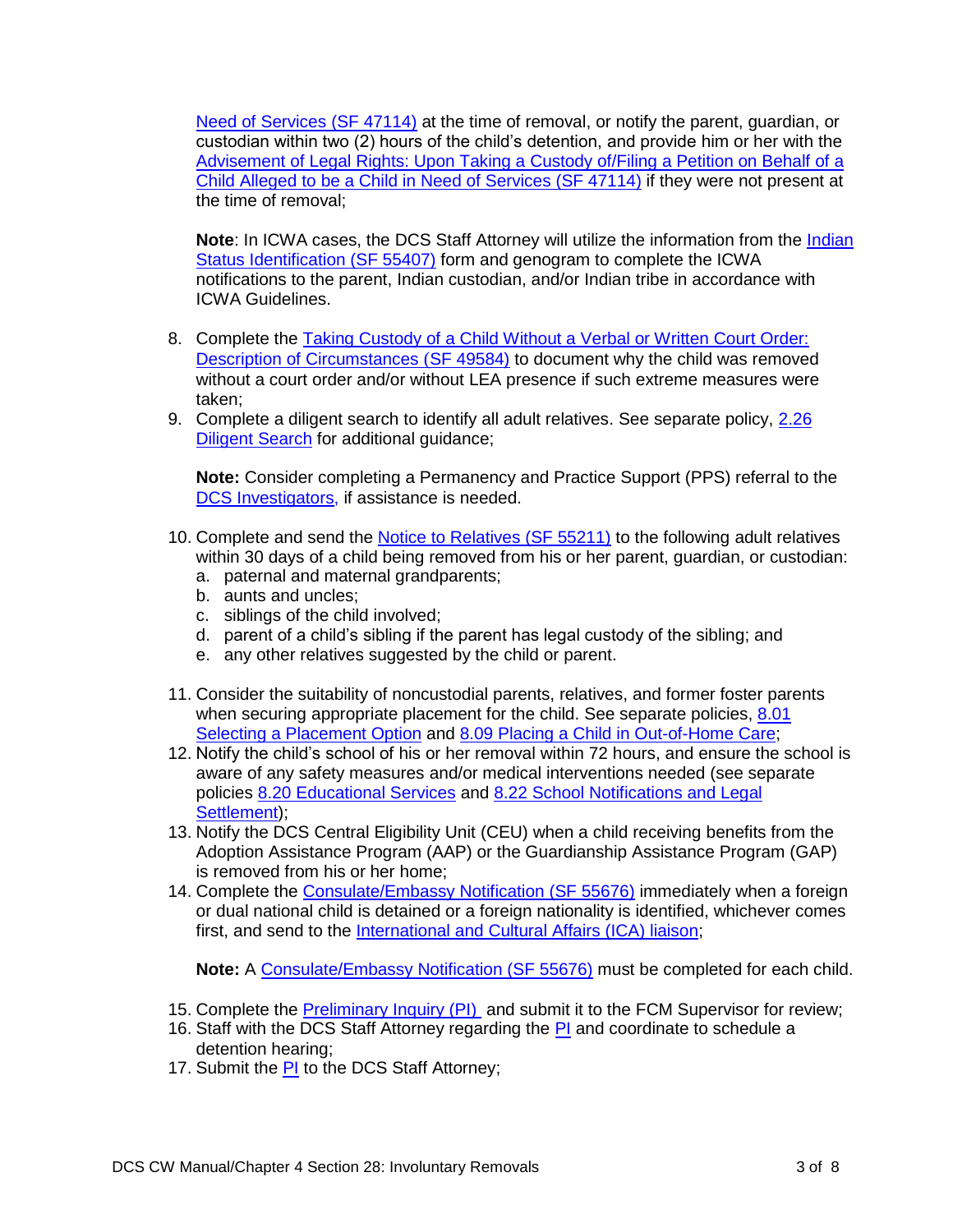Need of Services (SF 47114) at the time of removal, or notify the parent, guardian, or custodian within two (2) hours of the child's detention, and provide him or her with the Advisement of Legal Rights: Upon Taking a Custody of/Filing a Petition on Behalf of a Child Alleged to be a Child in Need of Services (SF 47114) if they were not present at the time of removal;

**Note**: In ICWA cases, the DCS Staff Attorney will utilize the information from the Indian Status Identification (SF 55407) form and genogram to complete the ICWA notifications to the parent, Indian custodian, and/or Indian tribe in accordance with ICWA Guidelines.

8. Complete the Taking Custody of a Child Without a Verbal or Written Court Order: Description of Circumstances (SF 49584) to document why the child was removed without a court order and/or without LEA presence if such extreme measures were taken;
9. Complete a diligent search to identify all adult relatives. See separate policy, 2.26 Diligent Search for additional guidance;

   **Note:** Consider completing a Permanency and Practice Support (PPS) referral to the DCS Investigators, if assistance is needed.

10. Complete and send the Notice to Relatives (SF 55211) to the following adult relatives within 30 days of a child being removed from his or her parent, guardian, or custodian:
    a. paternal and maternal grandparents;
    b. aunts and uncles;
    c. siblings of the child involved;
    d. parent of a child's sibling if the parent has legal custody of the sibling; and
    e. any other relatives suggested by the child or parent.

11. Consider the suitability of noncustodial parents, relatives, and former foster parents when securing appropriate placement for the child. See separate policies, 8.01 Selecting a Placement Option and 8.09 Placing a Child in Out-of-Home Care;
12. Notify the child's school of his or her removal within 72 hours, and ensure the school is aware of any safety measures and/or medical interventions needed (see separate policies 8.20 Educational Services and 8.22 School Notifications and Legal Settlement);
13. Notify the DCS Central Eligibility Unit (CEU) when a child receiving benefits from the Adoption Assistance Program (AAP) or the Guardianship Assistance Program (GAP) is removed from his or her home;
14. Complete the Consulate/Embassy Notification (SF 55676) immediately when a foreign or dual national child is detained or a foreign nationality is identified, whichever comes first, and send to the International and Cultural Affairs (ICA) liaison;

    **Note:** A Consulate/Embassy Notification (SF 55676) must be completed for each child.

15. Complete the Preliminary Inquiry (PI) and submit it to the FCM Supervisor for review;
16. Staff with the DCS Staff Attorney regarding the PI and coordinate to schedule a detention hearing;
17. Submit the PI to the DCS Staff Attorney;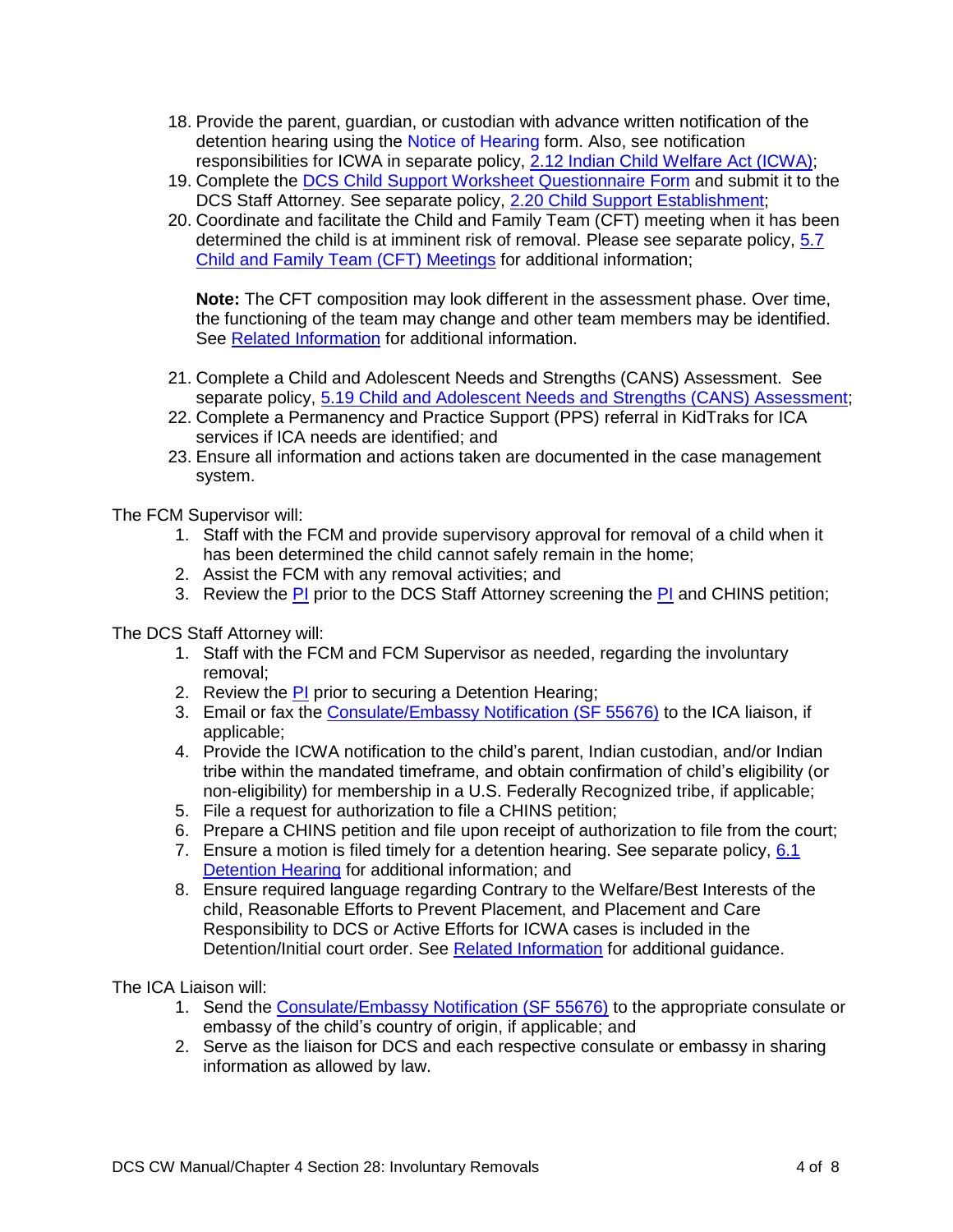18. Provide the parent, guardian, or custodian with advance written notification of the detention hearing using the Notice of Hearing form. Also, see notification responsibilities for ICWA in separate policy, 2.12 Indian Child Welfare Act (ICWA);
19. Complete the DCS Child Support Worksheet Questionnaire Form and submit it to the DCS Staff Attorney. See separate policy, 2.20 Child Support Establishment;
20. Coordinate and facilitate the Child and Family Team (CFT) meeting when it has been determined the child is at imminent risk of removal. Please see separate policy, 5.7 Child and Family Team (CFT) Meetings for additional information;

    **Note:** The CFT composition may look different in the assessment phase. Over time, the functioning of the team may change and other team members may be identified. See Related Information for additional information.

21. Complete a Child and Adolescent Needs and Strengths (CANS) Assessment. See separate policy, 5.19 Child and Adolescent Needs and Strengths (CANS) Assessment;
22. Complete a Permanency and Practice Support (PPS) referral in KidTraks for ICA services if ICA needs are identified; and
23. Ensure all information and actions taken are documented in the case management system.

The FCM Supervisor will:

1. Staff with the FCM and provide supervisory approval for removal of a child when it has been determined the child cannot safely remain in the home;
2. Assist the FCM with any removal activities; and
3. Review the PI prior to the DCS Staff Attorney screening the PI and CHINS petition;

The DCS Staff Attorney will:

1. Staff with the FCM and FCM Supervisor as needed, regarding the involuntary removal;
2. Review the PI prior to securing a Detention Hearing;
3. Email or fax the Consulate/Embassy Notification (SF 55676) to the ICA liaison, if applicable;
4. Provide the ICWA notification to the child's parent, Indian custodian, and/or Indian tribe within the mandated timeframe, and obtain confirmation of child's eligibility (or non-eligibility) for membership in a U.S. Federally Recognized tribe, if applicable;
5. File a request for authorization to file a CHINS petition;
6. Prepare a CHINS petition and file upon receipt of authorization to file from the court;
7. Ensure a motion is filed timely for a detention hearing. See separate policy, 6.1 Detention Hearing for additional information; and
8. Ensure required language regarding Contrary to the Welfare/Best Interests of the child, Reasonable Efforts to Prevent Placement, and Placement and Care Responsibility to DCS or Active Efforts for ICWA cases is included in the Detention/Initial court order. See Related Information for additional guidance.

The ICA Liaison will:

1. Send the Consulate/Embassy Notification (SF 55676) to the appropriate consulate or embassy of the child's country of origin, if applicable; and
2. Serve as the liaison for DCS and each respective consulate or embassy in sharing information as allowed by law.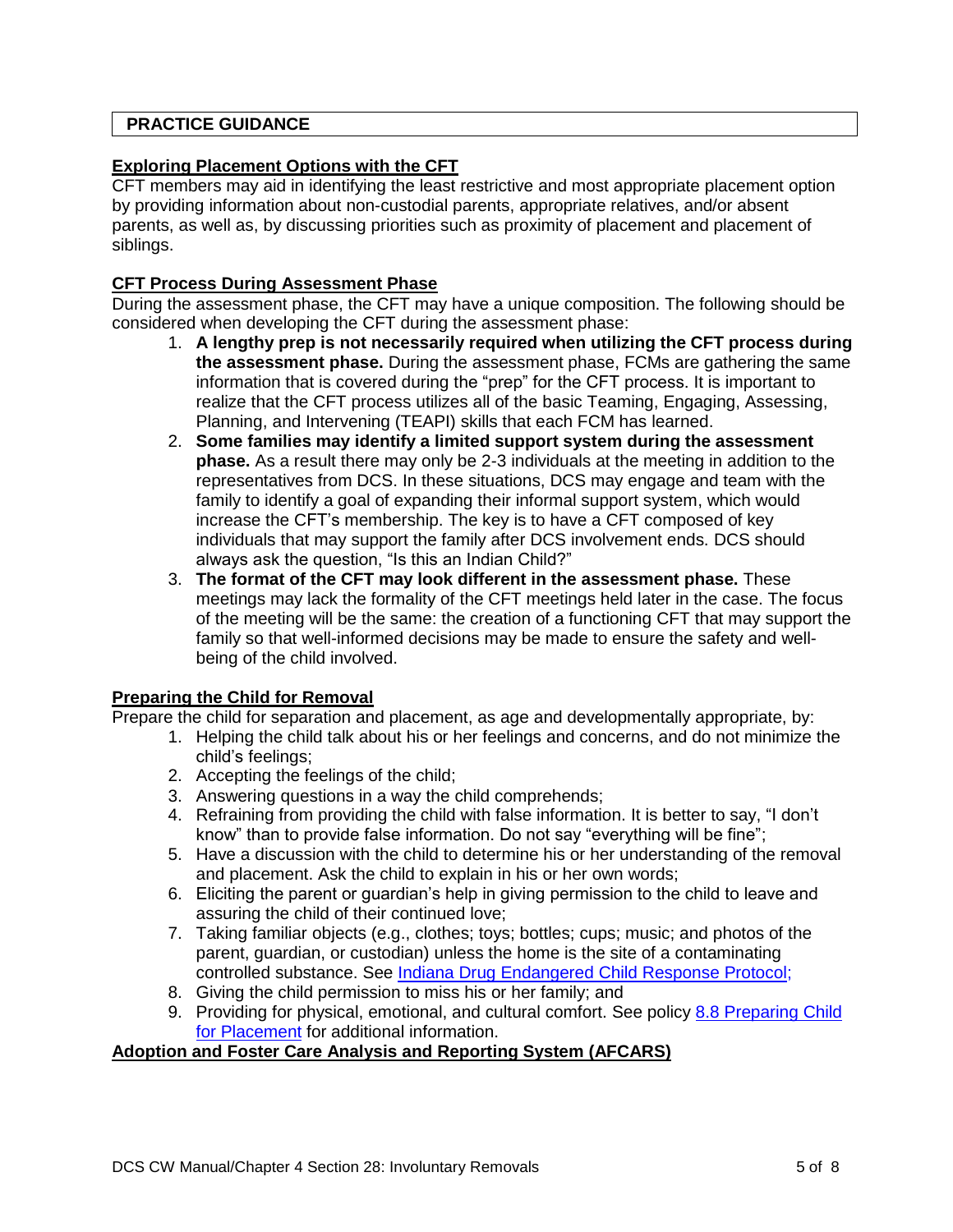## PRACTICE GUIDANCE

### Exploring Placement Options with the CFT

CFT members may aid in identifying the least restrictive and most appropriate placement option by providing information about non-custodial parents, appropriate relatives, and/or absent parents, as well as, by discussing priorities such as proximity of placement and placement of siblings.

### CFT Process During Assessment Phase

During the assessment phase, the CFT may have a unique composition. The following should be considered when developing the CFT during the assessment phase:

1. **A lengthy prep is not necessarily required when utilizing the CFT process during the assessment phase.** During the assessment phase, FCMs are gathering the same information that is covered during the "prep" for the CFT process. It is important to realize that the CFT process utilizes all of the basic Teaming, Engaging, Assessing, Planning, and Intervening (TEAPI) skills that each FCM has learned.
2. **Some families may identify a limited support system during the assessment phase.** As a result there may only be 2-3 individuals at the meeting in addition to the representatives from DCS. In these situations, DCS may engage and team with the family to identify a goal of expanding their informal support system, which would increase the CFT's membership. The key is to have a CFT composed of key individuals that may support the family after DCS involvement ends. DCS should always ask the question, "Is this an Indian Child?"
3. **The format of the CFT may look different in the assessment phase.** These meetings may lack the formality of the CFT meetings held later in the case. The focus of the meeting will be the same: the creation of a functioning CFT that may support the family so that well-informed decisions may be made to ensure the safety and well-being of the child involved.

### Preparing the Child for Removal

Prepare the child for separation and placement, as age and developmentally appropriate, by:

1. Helping the child talk about his or her feelings and concerns, and do not minimize the child's feelings;
2. Accepting the feelings of the child;
3. Answering questions in a way the child comprehends;
4. Refraining from providing the child with false information. It is better to say, "I don't know" than to provide false information. Do not say "everything will be fine";
5. Have a discussion with the child to determine his or her understanding of the removal and placement. Ask the child to explain in his or her own words;
6. Eliciting the parent or guardian's help in giving permission to the child to leave and assuring the child of their continued love;
7. Taking familiar objects (e.g., clothes; toys; bottles; cups; music; and photos of the parent, guardian, or custodian) unless the home is the site of a contaminating controlled substance. See Indiana Drug Endangered Child Response Protocol;
8. Giving the child permission to miss his or her family; and
9. Providing for physical, emotional, and cultural comfort. See policy 8.8 Preparing Child for Placement for additional information.

### Adoption and Foster Care Analysis and Reporting System (AFCARS)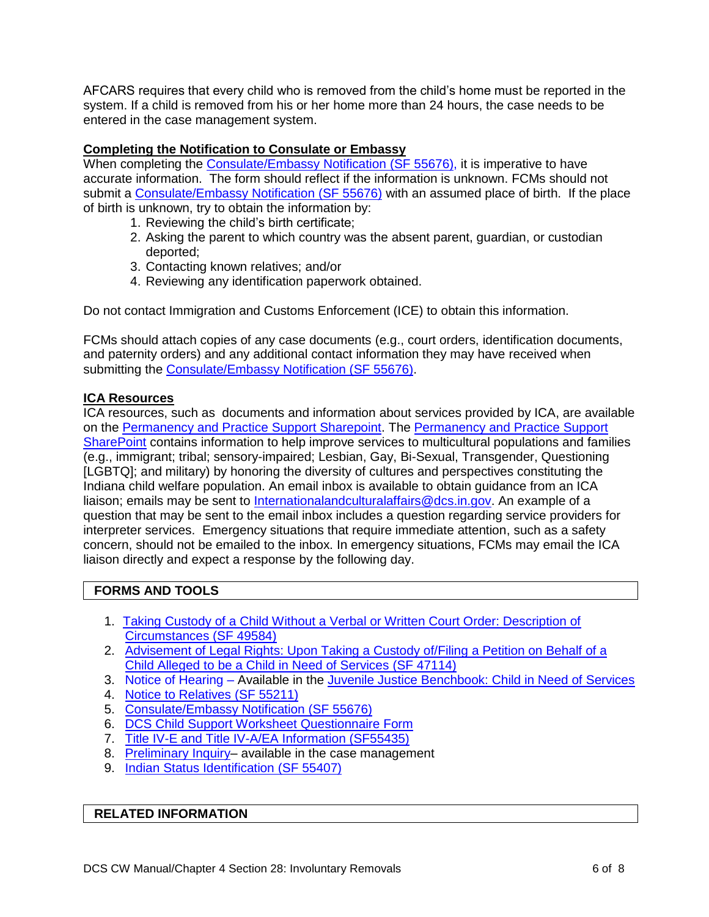AFCARS requires that every child who is removed from the child's home must be reported in the system. If a child is removed from his or her home more than 24 hours, the case needs to be entered in the case management system.

**Completing the Notification to Consulate or Embassy**

When completing the Consulate/Embassy Notification (SF 55676), it is imperative to have accurate information. The form should reflect if the information is unknown. FCMs should not submit a Consulate/Embassy Notification (SF 55676) with an assumed place of birth. If the place of birth is unknown, try to obtain the information by:

1. Reviewing the child's birth certificate;
2. Asking the parent to which country was the absent parent, guardian, or custodian deported;
3. Contacting known relatives; and/or
4. Reviewing any identification paperwork obtained.

Do not contact Immigration and Customs Enforcement (ICE) to obtain this information.

FCMs should attach copies of any case documents (e.g., court orders, identification documents, and paternity orders) and any additional contact information they may have received when submitting the Consulate/Embassy Notification (SF 55676).

**ICA Resources**

ICA resources, such as documents and information about services provided by ICA, are available on the Permanency and Practice Support Sharepoint. The Permanency and Practice Support SharePoint contains information to help improve services to multicultural populations and families (e.g., immigrant; tribal; sensory-impaired; Lesbian, Gay, Bi-Sexual, Transgender, Questioning [LGBTQ]; and military) by honoring the diversity of cultures and perspectives constituting the Indiana child welfare population. An email inbox is available to obtain guidance from an ICA liaison; emails may be sent to Internationalandculturalaffairs@dcs.in.gov. An example of a question that may be sent to the email inbox includes a question regarding service providers for interpreter services. Emergency situations that require immediate attention, such as a safety concern, should not be emailed to the inbox. In emergency situations, FCMs may email the ICA liaison directly and expect a response by the following day.

## FORMS AND TOOLS

1. Taking Custody of a Child Without a Verbal or Written Court Order: Description of Circumstances (SF 49584)
2. Advisement of Legal Rights: Upon Taking a Custody of/Filing a Petition on Behalf of a Child Alleged to be a Child in Need of Services (SF 47114)
3. Notice of Hearing – Available in the Juvenile Justice Benchbook: Child in Need of Services
4. Notice to Relatives (SF 55211)
5. Consulate/Embassy Notification (SF 55676)
6. DCS Child Support Worksheet Questionnaire Form
7. Title IV-E and Title IV-A/EA Information (SF55435)
8. Preliminary Inquiry– available in the case management
9. Indian Status Identification (SF 55407)

## RELATED INFORMATION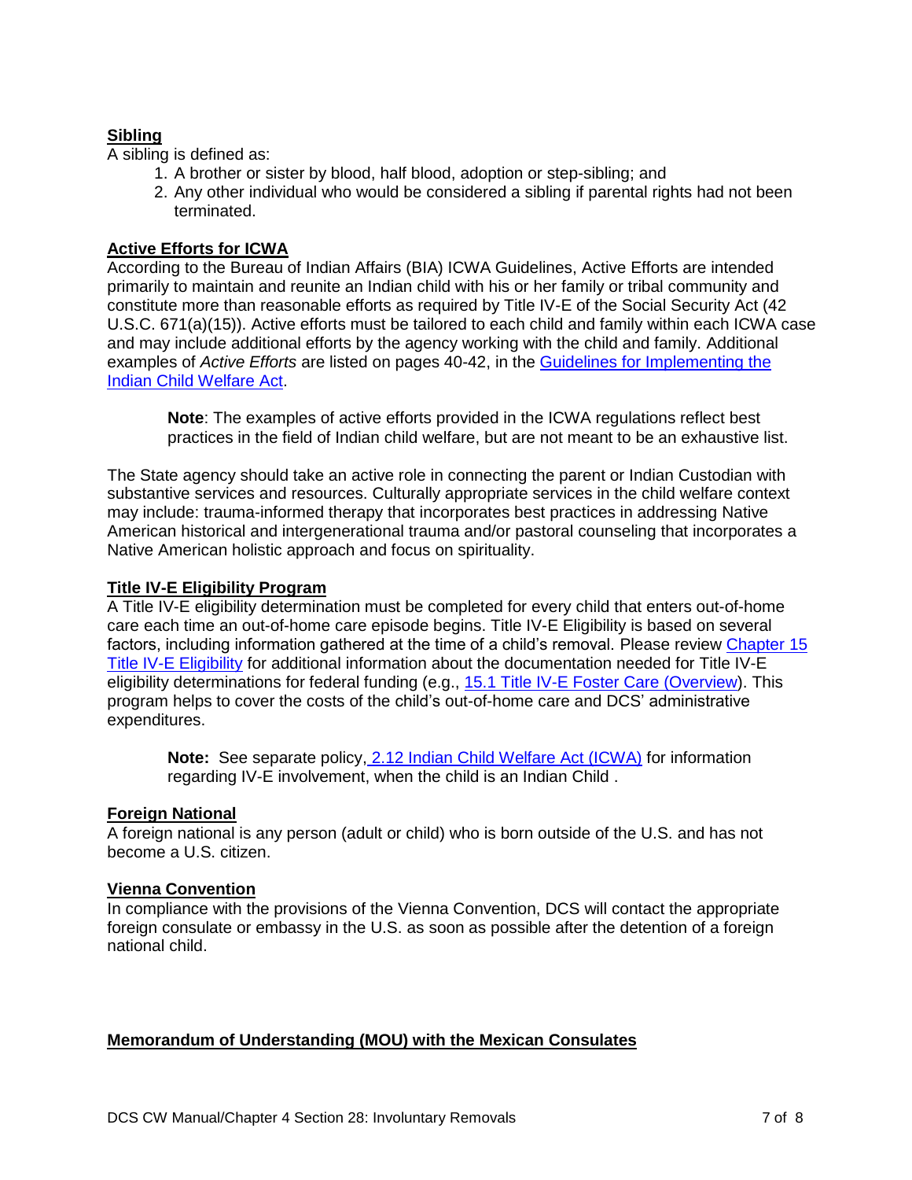**Sibling**

A sibling is defined as:

1. A brother or sister by blood, half blood, adoption or step-sibling; and
2. Any other individual who would be considered a sibling if parental rights had not been terminated.

**Active Efforts for ICWA**

According to the Bureau of Indian Affairs (BIA) ICWA Guidelines, Active Efforts are intended primarily to maintain and reunite an Indian child with his or her family or tribal community and constitute more than reasonable efforts as required by Title IV-E of the Social Security Act (42 U.S.C. 671(a)(15)). Active efforts must be tailored to each child and family within each ICWA case and may include additional efforts by the agency working with the child and family. Additional examples of *Active Efforts* are listed on pages 40-42, in the Guidelines for Implementing the Indian Child Welfare Act.

> **Note**: The examples of active efforts provided in the ICWA regulations reflect best practices in the field of Indian child welfare, but are not meant to be an exhaustive list.

The State agency should take an active role in connecting the parent or Indian Custodian with substantive services and resources. Culturally appropriate services in the child welfare context may include: trauma-informed therapy that incorporates best practices in addressing Native American historical and intergenerational trauma and/or pastoral counseling that incorporates a Native American holistic approach and focus on spirituality.

**Title IV-E Eligibility Program**

A Title IV-E eligibility determination must be completed for every child that enters out-of-home care each time an out-of-home care episode begins. Title IV-E Eligibility is based on several factors, including information gathered at the time of a child's removal. Please review Chapter 15 Title IV-E Eligibility for additional information about the documentation needed for Title IV-E eligibility determinations for federal funding (e.g., 15.1 Title IV-E Foster Care (Overview). This program helps to cover the costs of the child's out-of-home care and DCS' administrative expenditures.

> **Note:** See separate policy, 2.12 Indian Child Welfare Act (ICWA) for information regarding IV-E involvement, when the child is an Indian Child .

**Foreign National**

A foreign national is any person (adult or child) who is born outside of the U.S. and has not become a U.S. citizen.

**Vienna Convention**

In compliance with the provisions of the Vienna Convention, DCS will contact the appropriate foreign consulate or embassy in the U.S. as soon as possible after the detention of a foreign national child.

**Memorandum of Understanding (MOU) with the Mexican Consulates**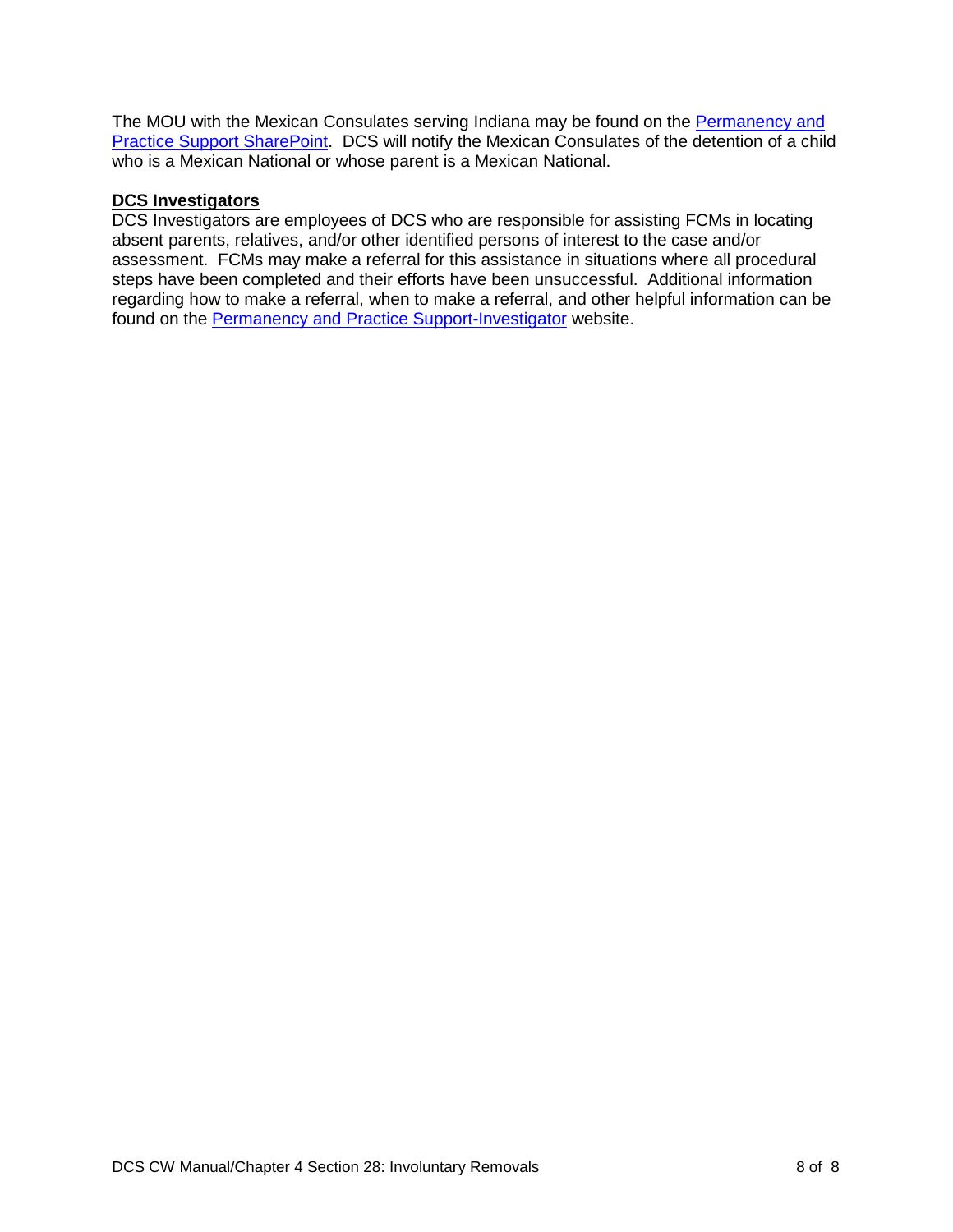The MOU with the Mexican Consulates serving Indiana may be found on the [Permanency and Practice Support SharePoint](). DCS will notify the Mexican Consulates of the detention of a child who is a Mexican National or whose parent is a Mexican National.

**DCS Investigators**

DCS Investigators are employees of DCS who are responsible for assisting FCMs in locating absent parents, relatives, and/or other identified persons of interest to the case and/or assessment. FCMs may make a referral for this assistance in situations where all procedural steps have been completed and their efforts have been unsuccessful. Additional information regarding how to make a referral, when to make a referral, and other helpful information can be found on the [Permanency and Practice Support-Investigator]() website.